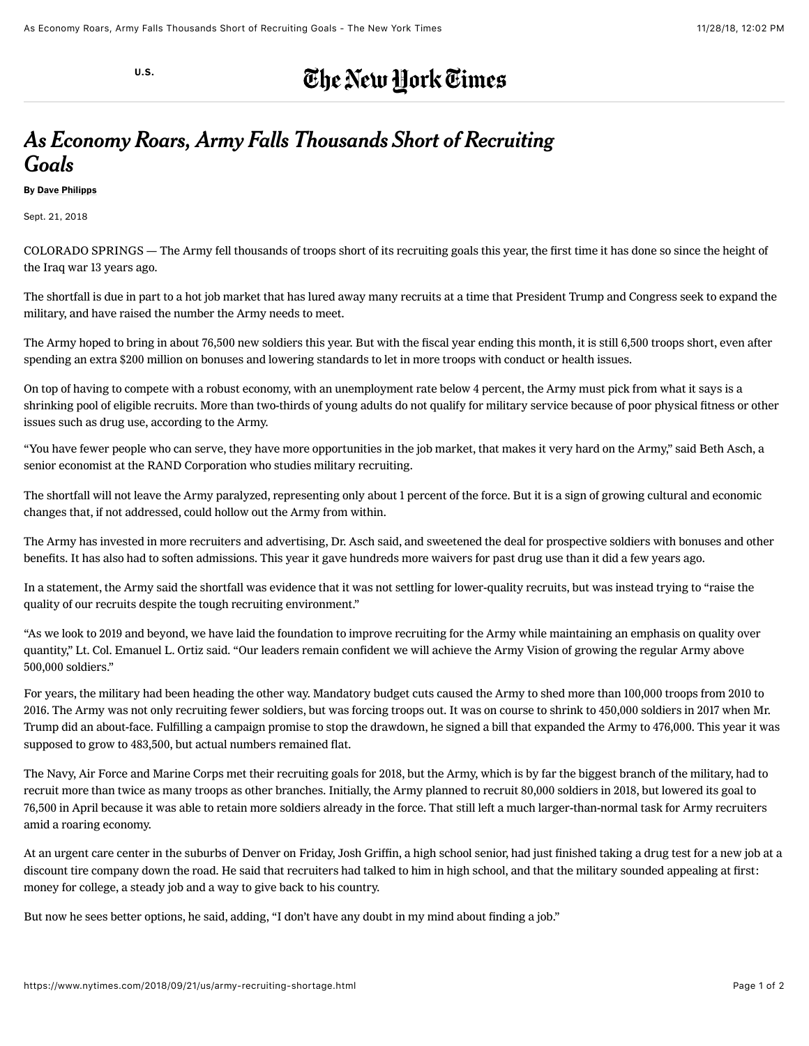U.S.

# *As Economy Roars, Army Falls Thousands Short of Recruiting Goals*

**By Dave Philipps**

Sept. 21, 2018

COLORADO SPRINGS — The Army fell thousands of troops short of its recruiting goals this year, the first time it has done so since the height of the Iraq war 13 years ago.

The shortfall is due in part to a hot job market that has lured away many recruits at a time that President Trump and Congress seek to expand the military, and have raised the number the Army needs to meet.

The Army hoped to bring in about 76,500 new soldiers this year. But with the fiscal year ending this month, it is still 6,500 troops short, even after spending an extra $200 million on bonuses and lowering standards to let in more troops with conduct or health issues.

On top of having to compete with a robust economy, with an unemployment rate below 4 percent, the Army must pick from what it says is a shrinking pool of eligible recruits. More than two-thirds of young adults do not qualify for military service because of poor physical fitness or other issues such as drug use, according to the Army.

"You have fewer people who can serve, they have more opportunities in the job market, that makes it very hard on the Army," said Beth Asch, a senior economist at the RAND Corporation who studies military recruiting.

The shortfall will not leave the Army paralyzed, representing only about 1 percent of the force. But it is a sign of growing cultural and economic changes that, if not addressed, could hollow out the Army from within.

The Army has invested in more recruiters and advertising, Dr. Asch said, and sweetened the deal for prospective soldiers with bonuses and other benefits. It has also had to soften admissions. This year it gave hundreds more waivers for past drug use than it did a few years ago.

In a statement, the Army said the shortfall was evidence that it was not settling for lower-quality recruits, but was instead trying to "raise the quality of our recruits despite the tough recruiting environment."

"As we look to 2019 and beyond, we have laid the foundation to improve recruiting for the Army while maintaining an emphasis on quality over quantity," Lt. Col. Emanuel L. Ortiz said. "Our leaders remain confident we will achieve the Army Vision of growing the regular Army above 500,000 soldiers."

For years, the military had been heading the other way. Mandatory budget cuts caused the Army to shed more than 100,000 troops from 2010 to 2016. The Army was not only recruiting fewer soldiers, but was forcing troops out. It was on course to shrink to 450,000 soldiers in 2017 when Mr. Trump did an about-face. Fulfilling a campaign promise to stop the drawdown, he signed a bill that expanded the Army to 476,000. This year it was supposed to grow to 483,500, but actual numbers remained flat.

The Navy, Air Force and Marine Corps met their recruiting goals for 2018, but the Army, which is by far the biggest branch of the military, had to recruit more than twice as many troops as other branches. Initially, the Army planned to recruit 80,000 soldiers in 2018, but lowered its goal to 76,500 in April because it was able to retain more soldiers already in the force. That still left a much larger-than-normal task for Army recruiters amid a roaring economy.

At an urgent care center in the suburbs of Denver on Friday, Josh Griffin, a high school senior, had just finished taking a drug test for a new job at a discount tire company down the road. He said that recruiters had talked to him in high school, and that the military sounded appealing at first: money for college, a steady job and a way to give back to his country.

But now he sees better options, he said, adding, "I don't have any doubt in my mind about finding a job."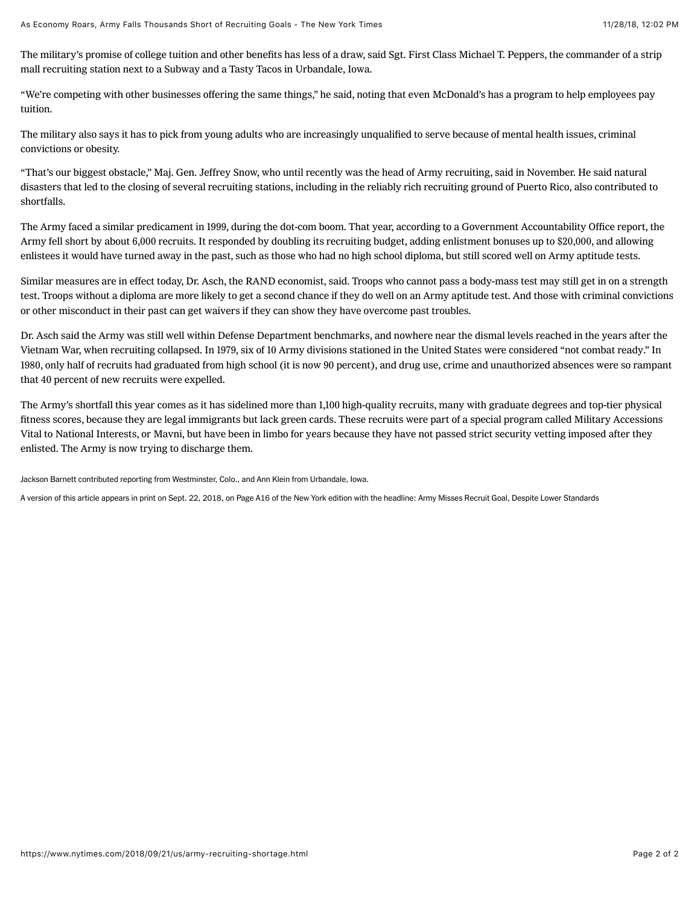The military's promise of college tuition and other benefits has less of a draw, said Sgt. First Class Michael T. Peppers, the commander of a strip mall recruiting station next to a Subway and a Tasty Tacos in Urbandale, Iowa.

"We're competing with other businesses offering the same things," he said, noting that even McDonald's has a program to help employees pay tuition.

The military also says it has to pick from young adults who are increasingly unqualified to serve because of mental health issues, criminal convictions or obesity.

"That's our biggest obstacle," Maj. Gen. Jeffrey Snow, who until recently was the head of Army recruiting, said in November. He said natural disasters that led to the closing of several recruiting stations, including in the reliably rich recruiting ground of Puerto Rico, also contributed to shortfalls.

The Army faced a similar predicament in 1999, during the dot-com boom. That year, according to a Government Accountability Office report, the Army fell short by about 6,000 recruits. It responded by doubling its recruiting budget, adding enlistment bonuses up to $20,000, and allowing enlistees it would have turned away in the past, such as those who had no high school diploma, but still scored well on Army aptitude tests.

Similar measures are in effect today, Dr. Asch, the RAND economist, said. Troops who cannot pass a body-mass test may still get in on a strength test. Troops without a diploma are more likely to get a second chance if they do well on an Army aptitude test. And those with criminal convictions or other misconduct in their past can get waivers if they can show they have overcome past troubles.

Dr. Asch said the Army was still well within Defense Department benchmarks, and nowhere near the dismal levels reached in the years after the Vietnam War, when recruiting collapsed. In 1979, six of 10 Army divisions stationed in the United States were considered "not combat ready." In 1980, only half of recruits had graduated from high school (it is now 90 percent), and drug use, crime and unauthorized absences were so rampant that 40 percent of new recruits were expelled.

The Army's shortfall this year comes as it has sidelined more than 1,100 high-quality recruits, many with graduate degrees and top-tier physical fitness scores, because they are legal immigrants but lack green cards. These recruits were part of a special program called Military Accessions Vital to National Interests, or Mavni, but have been in limbo for years because they have not passed strict security vetting imposed after they enlisted. The Army is now trying to discharge them.

Jackson Barnett contributed reporting from Westminster, Colo., and Ann Klein from Urbandale, Iowa.

A version of this article appears in print on Sept. 22, 2018, on Page A16 of the New York edition with the headline: Army Misses Recruit Goal, Despite Lower Standards